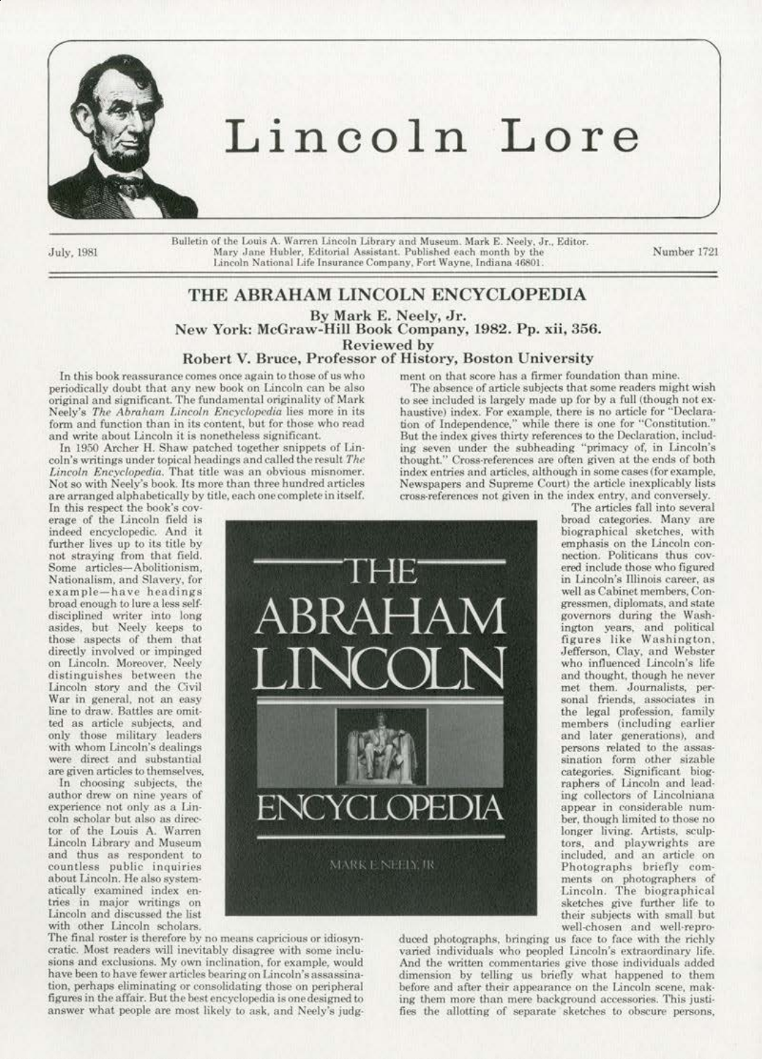# Lincoln Lore

July, 1981

Bulletin of the Louis A. Warren Lincoln Library and Museum. Mark E. Neely, Jr., Editor. Mary Jane Hubler, Editorial Assistant. Published each month by the Lincoln National Life Insurance Company, Fort Wayne, Indiana 46801.

Number 1721

## THE ABRAHAM LINCOLN ENCYCLOPEDIA

### By Mark E. Neely, Jr.
### New York: McGraw-Hill Book Company, 1982. Pp. xii, 356.
### Reviewed by
### Robert V. Bruce, Professor of History, Boston University

In this book reassurance comes once again to those of us who periodically doubt that any new book on Lincoln can be also original and significant. The fundamental originality of Mark Neely's *The Abraham Lincoln Encyclopedia* lies more in its form and function than in its content, but for those who read and write about Lincoln it is nonetheless significant.

In 1950 Archer H. Shaw patched together snippets of Lincoln's writings under topical headings and called the result *The Lincoln Encyclopedia*. That title was an obvious misnomer. Not so with Neely's book. Its more than three hundred articles are arranged alphabetically by title, each one complete in itself. In this respect the book's coverage of the Lincoln field is indeed encyclopedic. And it further lives up to its title by not straying from that field. Some articles—Abolitionism, Nationalism, and Slavery, for example—have headings broad enough to lure a less self-disciplined writer into long asides, but Neely keeps to those aspects of them that directly involved or impinged on Lincoln. Moreover, Neely distinguishes between the Lincoln story and the Civil War in general, not an easy line to draw. Battles are omitted as article subjects, and only those military leaders with whom Lincoln's dealings were direct and substantial are given articles to themselves.

In choosing subjects, the author drew on nine years of experience not only as a Lincoln scholar but also as director of the Louis A. Warren Lincoln Library and Museum and thus as respondent to countless public inquiries about Lincoln. He also systematically examined index entries in major writings on Lincoln and discussed the list with other Lincoln scholars. The final roster is therefore by no means capricious or idiosyncratic. Most readers will inevitably disagree with some inclusions and exclusions. My own inclination, for example, would have been to have fewer articles bearing on Lincoln's assassination, perhaps eliminating or consolidating those on peripheral figures in the affair. But the best encyclopedia is one designed to answer what people are most likely to ask, and Neely's judgment on that score has a firmer foundation than mine.

The absence of article subjects that some readers might wish to see included is largely made up for by a full (though not exhaustive) index. For example, there is no article for "Declaration of Independence," while there is one for "Constitution." But the index gives thirty references to the Declaration, including seven under the subheading "primacy of, in Lincoln's thought." Cross-references are often given at the ends of both index entries and articles, although in some cases (for example, Newspapers and Supreme Court) the article inexplicably lists cross-references not given in the index entry, and conversely.

The articles fall into several broad categories. Many are biographical sketches, with emphasis on the Lincoln connection. Politicians thus covered include those who figured in Lincoln's Illinois career, as well as Cabinet members, Congressmen, diplomats, and state governors during the Washington years, and political figures like Washington, Jefferson, Clay, and Webster who influenced Lincoln's life and thought, though he never met them. Journalists, personal friends, associates in the legal profession, family members (including earlier and later generations), and persons related to the assassination form other sizable categories. Significant biographers of Lincoln and leading collectors of Lincolniana appear in considerable number, though limited to those no longer living. Artists, sculptors, and playwrights are included, and an article on Photographs briefly comments on photographers of Lincoln. The biographical sketches give further life to their subjects with small but well-chosen and well-reproduced photographs, bringing us face to face with the richly varied individuals who peopled Lincoln's extraordinary life. And the written commentaries give those individuals added dimension by telling us briefly what happened to them before and after their appearance on the Lincoln scene, making them more than mere background accessories. This justifies the allotting of separate sketches to obscure persons,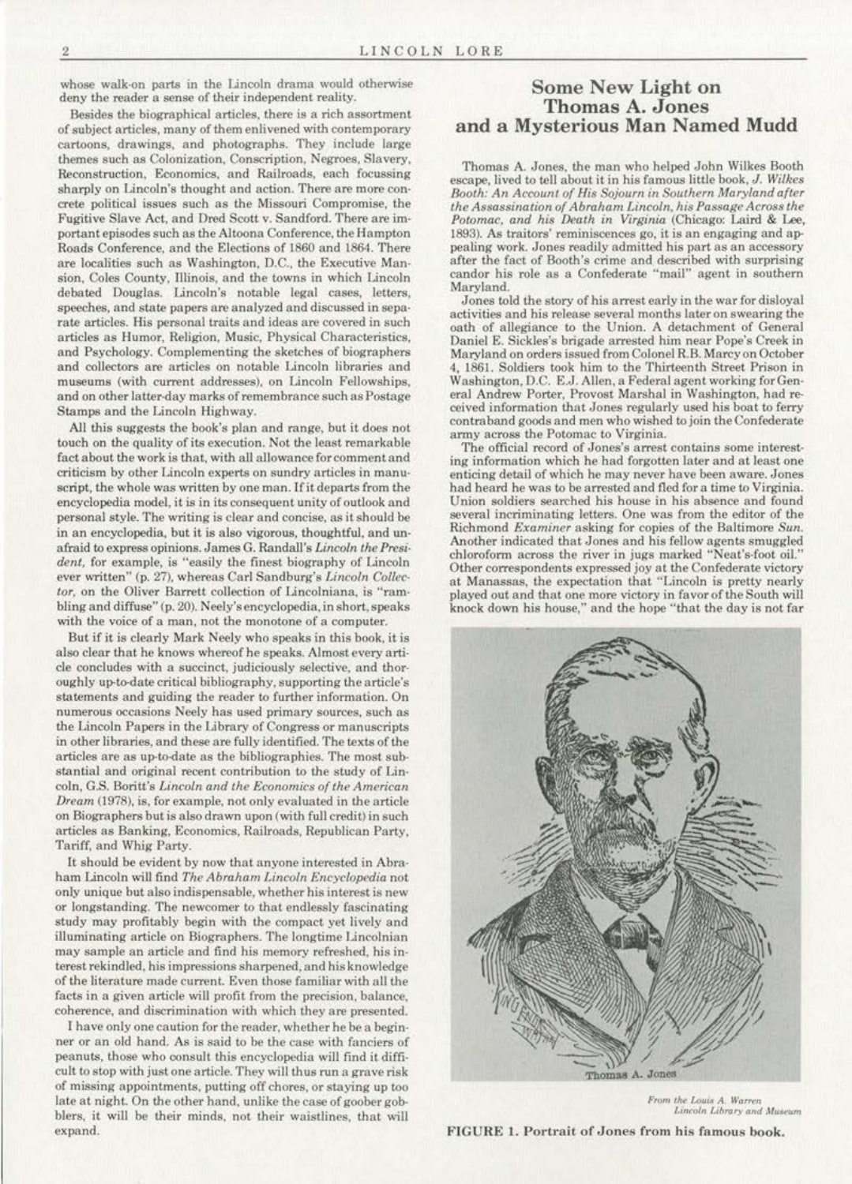whose walk-on parts in the Lincoln drama would otherwise deny the reader a sense of their independent reality.

Besides the biographical articles, there is a rich assortment of subject articles, many of them enlivened with contemporary cartoons, drawings, and photographs. They include large themes such as Colonization, Conscription, Negroes, Slavery, Reconstruction, Economics, and Railroads, each focussing sharply on Lincoln's thought and action. There are more concrete political issues such as the Missouri Compromise, the Fugitive Slave Act, and Dred Scott v. Sandford. There are important episodes such as the Altoona Conference, the Hampton Roads Conference, and the Elections of 1860 and 1864. There are localities such as Washington, D.C., the Executive Mansion, Coles County, Illinois, and the towns in which Lincoln debated Douglas. Lincoln's notable legal cases, letters, speeches, and state papers are analyzed and discussed in separate articles. His personal traits and ideas are covered in such articles as Humor, Religion, Music, Physical Characteristics, and Psychology. Complementing the sketches of biographers and collectors are articles on notable Lincoln libraries and museums (with current addresses), on Lincoln Fellowships, and on other latter-day marks of remembrance such as Postage Stamps and the Lincoln Highway.

All this suggests the book's plan and range, but it does not touch on the quality of its execution. Not the least remarkable fact about the work is that, with all allowance for comment and criticism by other Lincoln experts on sundry articles in manuscript, the whole was written by one man. If it departs from the encyclopedia model, it is in its consequent unity of outlook and personal style. The writing is clear and concise, as it should be in an encyclopedia, but it is also vigorous, thoughtful, and unafraid to express opinions. James G. Randall's *Lincoln the President*, for example, is "easily the finest biography of Lincoln ever written" (p. 27), whereas Carl Sandburg's *Lincoln Collector*, on the Oliver Barrett collection of Lincolniana, is "rambling and diffuse" (p. 20). Neely's encyclopedia, in short, speaks with the voice of a man, not the monotone of a computer.

But if it is clearly Mark Neely who speaks in this book, it is also clear that he knows whereof he speaks. Almost every article concludes with a succinct, judiciously selective, and thoroughly up-to-date critical bibliography, supporting the article's statements and guiding the reader to further information. On numerous occasions Neely has used primary sources, such as the Lincoln Papers in the Library of Congress or manuscripts in other libraries, and these are fully identified. The texts of the articles are as up-to-date as the bibliographies. The most substantial and original recent contribution to the study of Lincoln, G.S. Boritt's *Lincoln and the Economics of the American Dream* (1978), is, for example, not only evaluated in the article on Biographers but is also drawn upon (with full credit) in such articles as Banking, Economics, Railroads, Republican Party, Tariff, and Whig Party.

It should be evident by now that anyone interested in Abraham Lincoln will find *The Abraham Lincoln Encyclopedia* not only unique but also indispensable, whether his interest is new or longstanding. The newcomer to that endlessly fascinating study may profitably begin with the compact yet lively and illuminating article on Biographers. The longtime Lincolnian may sample an article and find his memory refreshed, his interest rekindled, his impressions sharpened, and his knowledge of the literature made current. Even those familiar with all the facts in a given article will profit from the precision, balance, coherence, and discrimination with which they are presented.

I have only one caution for the reader, whether he be a beginner or an old hand. As is said to be the case with fanciers of peanuts, those who consult this encyclopedia will find it difficult to stop with just one article. They will thus run a grave risk of missing appointments, putting off chores, or staying up too late at night. On the other hand, unlike the case of goober gobblers, it will be their minds, not their waistlines, that will expand.

## Some New Light on Thomas A. Jones and a Mysterious Man Named Mudd

Thomas A. Jones, the man who helped John Wilkes Booth escape, lived to tell about it in his famous little book, *J. Wilkes Booth: An Account of His Sojourn in Southern Maryland after the Assassination of Abraham Lincoln, his Passage Across the Potomac, and his Death in Virginia* (Chicago: Laird & Lee, 1893). As traitors' reminiscences go, it is an engaging and appealing work. Jones readily admitted his part as an accessory after the fact of Booth's crime and described with surprising candor his role as a Confederate "mail" agent in southern Maryland.

Jones told the story of his arrest early in the war for disloyal activities and his release several months later on swearing the oath of allegiance to the Union. A detachment of General Daniel E. Sickles's brigade arrested him near Pope's Creek in Maryland on orders issued from Colonel R.B. Marcy on October 4, 1861. Soldiers took him to the Thirteenth Street Prison in Washington, D.C. E.J. Allen, a Federal agent working for General Andrew Porter, Provost Marshal in Washington, had received information that Jones regularly used his boat to ferry contraband goods and men who wished to join the Confederate army across the Potomac to Virginia.

The official record of Jones's arrest contains some interesting information which he had forgotten later and at least one enticing detail of which he may never have been aware. Jones had heard he was to be arrested and fled for a time to Virginia. Union soldiers searched his house in his absence and found several incriminating letters. One was from the editor of the Richmond *Examiner* asking for copies of the Baltimore *Sun*. Another indicated that Jones and his fellow agents smuggled chloroform across the river in jugs marked "Neat's-foot oil." Other correspondents expressed joy at the Confederate victory at Manassas, the expectation that "Lincoln is pretty nearly played out and that one more victory in favor of the South will knock down his house," and the hope "that the day is not far

From the Louis A. Warren Lincoln Library and Museum

FIGURE 1. Portrait of Jones from his famous book.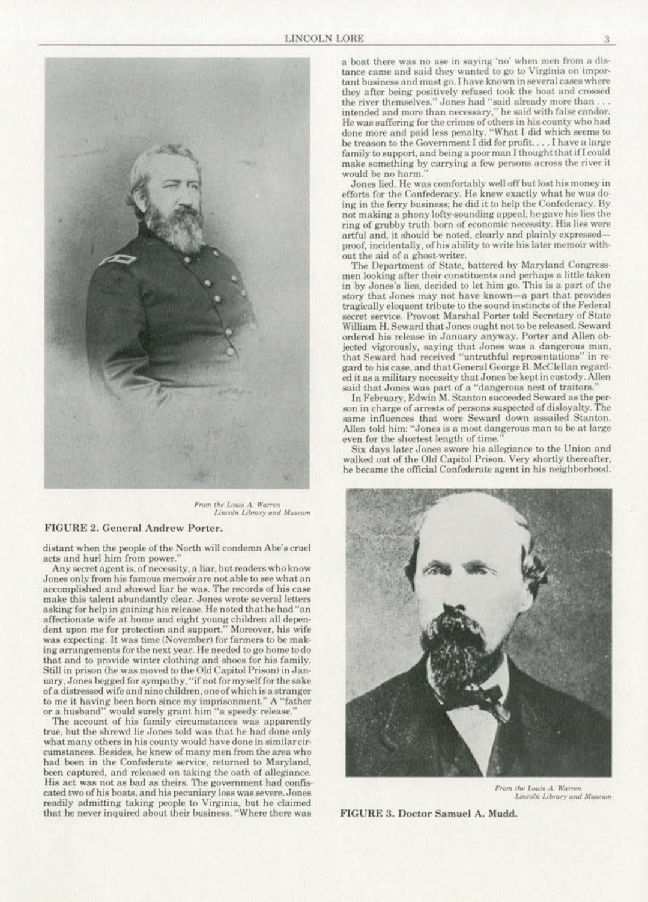From the Louis A. Warren Lincoln Library and Museum

**FIGURE 2. General Andrew Porter.**

distant when the people of the North will condemn Abe's cruel acts and hurl him from power."

Any secret agent is, of necessity, a liar, but readers who know Jones only from his famous memoir are not able to see what an accomplished and shrewd liar he was. The records of his case make this talent abundantly clear. Jones wrote several letters asking for help in gaining his release. He noted that he had "an affectionate wife at home and eight young children all dependent upon me for protection and support." Moreover, his wife was expecting. It was time (November) for farmers to be making arrangements for the next year. He needed to go home to do that and to provide winter clothing and shoes for his family. Still in prison (he was moved to the Old Capitol Prison) in January, Jones begged for sympathy, "if not for myself for the sake of a distressed wife and nine children, one of which is a stranger to me it having been born since my imprisonment." A "father or a husband" would surely grant him "a speedy release."

The account of his family circumstances was apparently true, but the shrewd lie Jones told was that he had done only what many others in his county would have done in similar circumstances. Besides, he knew of many men from the area who had been in the Confederate service, returned to Maryland, been captured, and released on taking the oath of allegiance. His act was not as bad as theirs. The government had confiscated two of his boats, and his pecuniary loss was severe. Jones readily admitting taking people to Virginia, but he claimed that he never inquired about their business. "Where there was a boat there was no use in saying 'no' when men from a distance came and said they wanted to go to Virginia on important business and must go. I have known in several cases where they after being positively refused took the boat and crossed the river themselves." Jones had "said already more than . . . intended and more than necessary," he said with false candor. He was suffering for the crimes of others in his county who had done more and paid less penalty. "What I did which seems to be treason to the Government I did for profit. . . . I have a large family to support, and being a poor man I thought that if I could make something by carrying a few persons across the river it would be no harm."

Jones lied. He was comfortably well off but lost his money in efforts for the Confederacy. He knew exactly what he was doing in the ferry business; he did it to help the Confederacy. By not making a phony lofty-sounding appeal, he gave his lies the ring of grubby truth born of economic necessity. His lies were artful and, it should be noted, clearly and plainly expressed—proof, incidentally, of his ability to write his later memoir without the aid of a ghost-writer.

The Department of State, battered by Maryland Congressmen looking after their constituents and perhaps a little taken in by Jones's lies, decided to let him go. This is a part of the story that Jones may not have known—a part that provides tragically eloquent tribute to the sound instincts of the Federal secret service. Provost Marshal Porter told Secretary of State William H. Seward that Jones ought not to be released. Seward ordered his release in January anyway. Porter and Allen objected vigorously, saying that Jones was a dangerous man, that Seward had received "untruthful representations" in regard to his case, and that General George B. McClellan regarded it as a military necessity that Jones be kept in custody. Allen said that Jones was part of a "dangerous nest of traitors."

In February, Edwin M. Stanton succeeded Seward as the person in charge of arrests of persons suspected of disloyalty. The same influences that wore Seward down assailed Stanton. Allen told him: "Jones is a most dangerous man to be at large even for the shortest length of time."

Six days later Jones swore his allegiance to the Union and walked out of the Old Capitol Prison. Very shortly thereafter, he became the official Confederate agent in his neighborhood.

From the Louis A. Warren Lincoln Library and Museum

**FIGURE 3. Doctor Samuel A. Mudd.**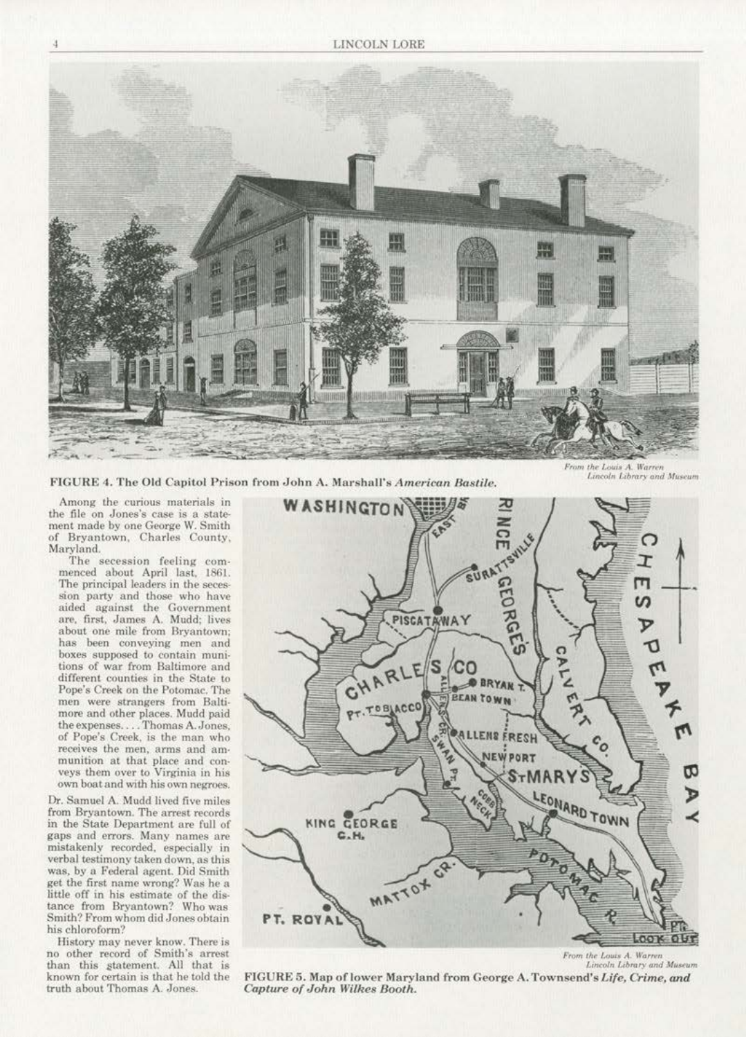From the Louis A. Warren Lincoln Library and Museum

FIGURE 4. The Old Capitol Prison from John A. Marshall's *American Bastile.*

Among the curious materials in the file on Jones's case is a statement made by one George W. Smith of Bryantown, Charles County, Maryland.

> The secession feeling commenced about April last, 1861. The principal leaders in the secession party and those who have aided against the Government are, first, James A. Mudd; lives about one mile from Bryantown; has been conveying men and boxes supposed to contain munitions of war from Baltimore and different counties in the State to Pope's Creek on the Potomac. The men were strangers from Baltimore and other places. Mudd paid the expenses. . . . Thomas A. Jones, of Pope's Creek, is the man who receives the men, arms and ammunition at that place and conveys them over to Virginia in his own boat and with his own negroes.

Dr. Samuel A. Mudd lived five miles from Bryantown. The arrest records in the State Department are full of gaps and errors. Many names are mistakenly recorded, especially in verbal testimony taken down, as this was, by a Federal agent. Did Smith get the first name wrong? Was he a little off in his estimate of the distance from Bryantown? Who was Smith? From whom did Jones obtain his chloroform?

History may never know. There is no other record of Smith's arrest than this statement. All that is known for certain is that he told the truth about Thomas A. Jones.

From the Louis A. Warren Lincoln Library and Museum

FIGURE 5. Map of lower Maryland from George A. Townsend's *Life, Crime, and Capture of John Wilkes Booth.*